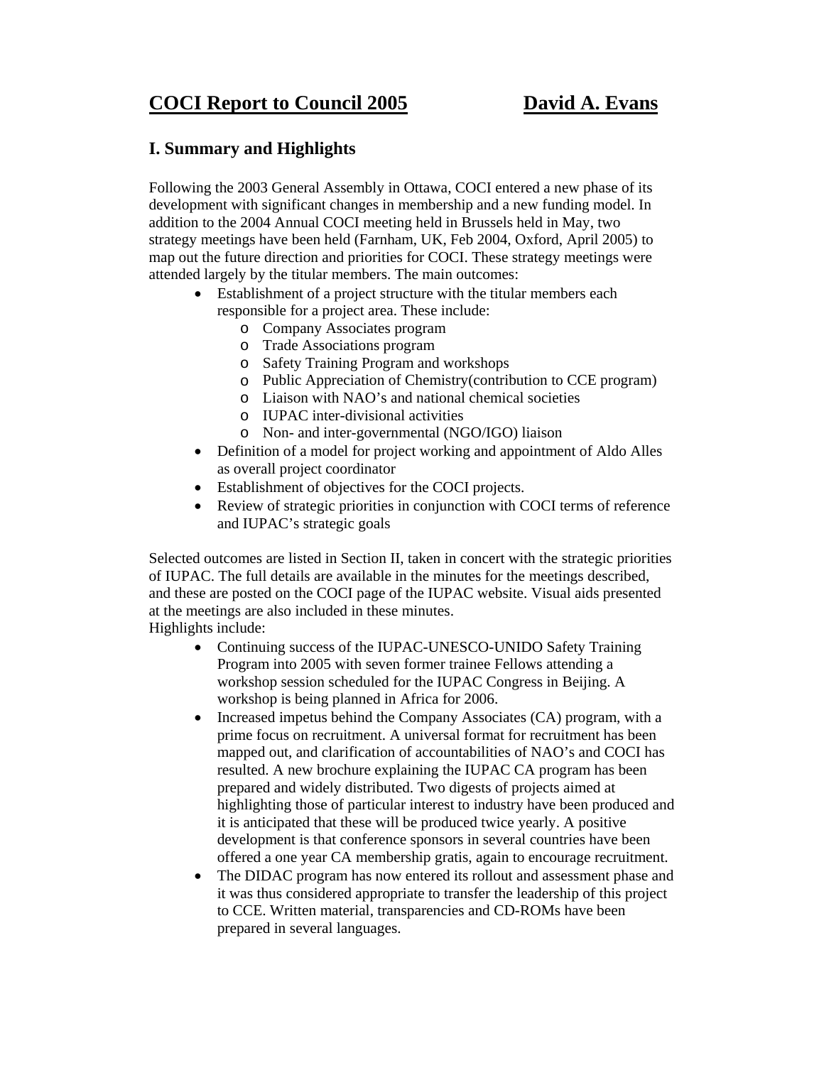# COCI Report to Council 2005 David A. Evans

## I. Summary and Highlights

Following the 2003 General Assembly in Ottawa, COCI entered a new phase of its development with significant changes in membership and a new funding model. In addition to the 2004 Annual COCI meeting held in Brussels held in May, two strategy meetings have been held (Farnham, UK, Feb 2004, Oxford, April 2005) to map out the future direction and priorities for COCI. These strategy meetings were attended largely by the titular members. The main outcomes:

- Establishment of a project structure with the titular members each responsible for a project area. These include:
  - Company Associates program
  - Trade Associations program
  - Safety Training Program and workshops
  - Public Appreciation of Chemistry(contribution to CCE program)
  - Liaison with NAO's and national chemical societies
  - IUPAC inter-divisional activities
  - Non- and inter-governmental (NGO/IGO) liaison
- Definition of a model for project working and appointment of Aldo Alles as overall project coordinator
- Establishment of objectives for the COCI projects.
- Review of strategic priorities in conjunction with COCI terms of reference and IUPAC's strategic goals

Selected outcomes are listed in Section II, taken in concert with the strategic priorities of IUPAC. The full details are available in the minutes for the meetings described, and these are posted on the COCI page of the IUPAC website. Visual aids presented at the meetings are also included in these minutes.

Highlights include:

- Continuing success of the IUPAC-UNESCO-UNIDO Safety Training Program into 2005 with seven former trainee Fellows attending a workshop session scheduled for the IUPAC Congress in Beijing. A workshop is being planned in Africa for 2006.
- Increased impetus behind the Company Associates (CA) program, with a prime focus on recruitment. A universal format for recruitment has been mapped out, and clarification of accountabilities of NAO's and COCI has resulted. A new brochure explaining the IUPAC CA program has been prepared and widely distributed. Two digests of projects aimed at highlighting those of particular interest to industry have been produced and it is anticipated that these will be produced twice yearly. A positive development is that conference sponsors in several countries have been offered a one year CA membership gratis, again to encourage recruitment.
- The DIDAC program has now entered its rollout and assessment phase and it was thus considered appropriate to transfer the leadership of this project to CCE. Written material, transparencies and CD-ROMs have been prepared in several languages.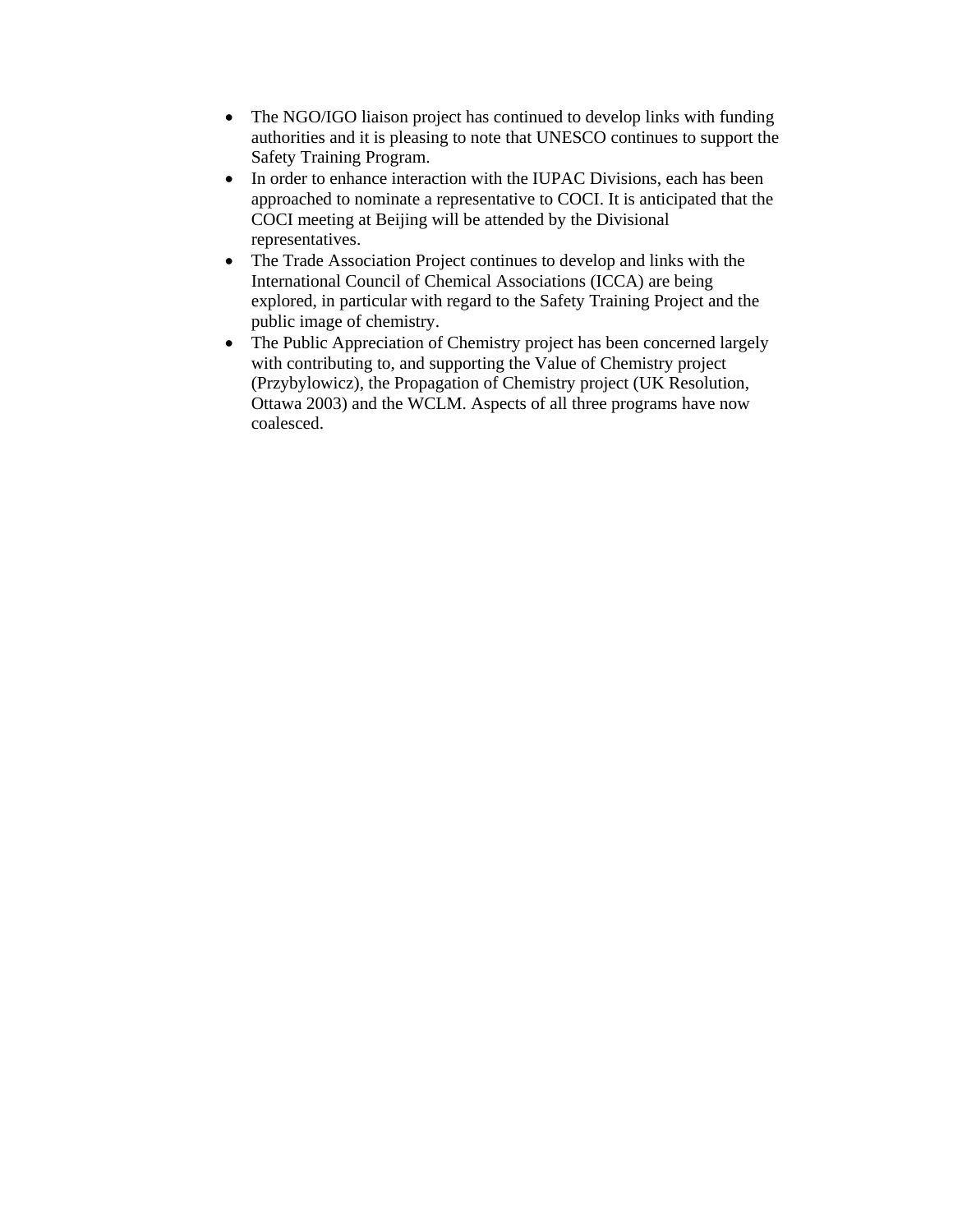- The NGO/IGO liaison project has continued to develop links with funding authorities and it is pleasing to note that UNESCO continues to support the Safety Training Program.
- In order to enhance interaction with the IUPAC Divisions, each has been approached to nominate a representative to COCI. It is anticipated that the COCI meeting at Beijing will be attended by the Divisional representatives.
- The Trade Association Project continues to develop and links with the International Council of Chemical Associations (ICCA) are being explored, in particular with regard to the Safety Training Project and the public image of chemistry.
- The Public Appreciation of Chemistry project has been concerned largely with contributing to, and supporting the Value of Chemistry project (Przybylowicz), the Propagation of Chemistry project (UK Resolution, Ottawa 2003) and the WCLM. Aspects of all three programs have now coalesced.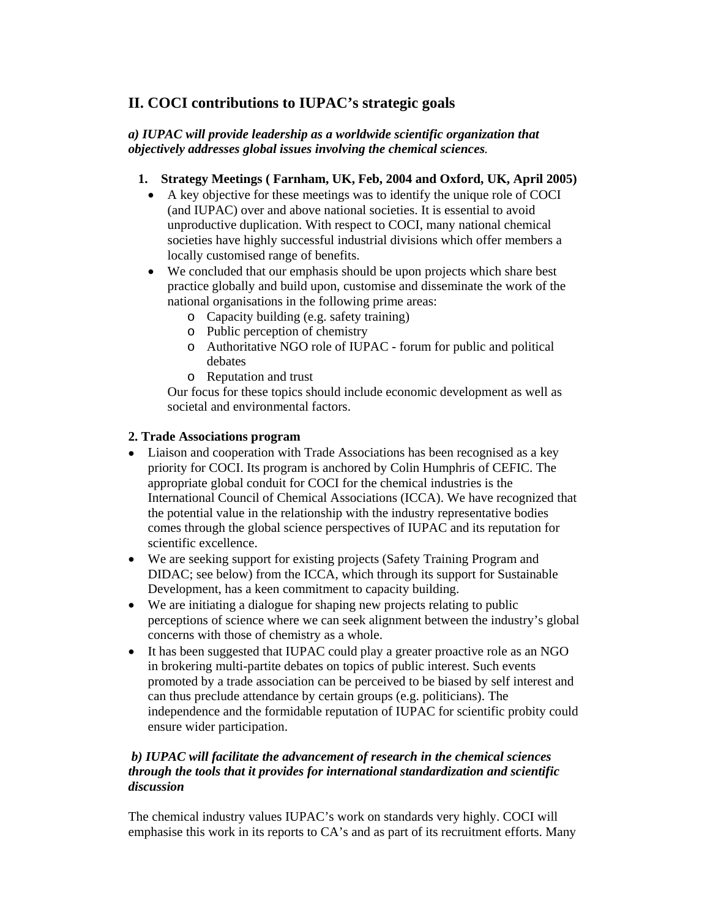## II. COCI contributions to IUPAC's strategic goals

***a) IUPAC will provide leadership as a worldwide scientific organization that objectively addresses global issues involving the chemical sciences.***

1. **Strategy Meetings ( Farnham, UK, Feb, 2004 and Oxford, UK, April 2005)**
   - A key objective for these meetings was to identify the unique role of COCI (and IUPAC) over and above national societies. It is essential to avoid unproductive duplication. With respect to COCI, many national chemical societies have highly successful industrial divisions which offer members a locally customised range of benefits.
   - We concluded that our emphasis should be upon projects which share best practice globally and build upon, customise and disseminate the work of the national organisations in the following prime areas:
     - Capacity building (e.g. safety training)
     - Public perception of chemistry
     - Authoritative NGO role of IUPAC - forum for public and political debates
     - Reputation and trust

     Our focus for these topics should include economic development as well as societal and environmental factors.

**2. Trade Associations program**

- Liaison and cooperation with Trade Associations has been recognised as a key priority for COCI. Its program is anchored by Colin Humphris of CEFIC. The appropriate global conduit for COCI for the chemical industries is the International Council of Chemical Associations (ICCA). We have recognized that the potential value in the relationship with the industry representative bodies comes through the global science perspectives of IUPAC and its reputation for scientific excellence.
- We are seeking support for existing projects (Safety Training Program and DIDAC; see below) from the ICCA, which through its support for Sustainable Development, has a keen commitment to capacity building.
- We are initiating a dialogue for shaping new projects relating to public perceptions of science where we can seek alignment between the industry's global concerns with those of chemistry as a whole.
- It has been suggested that IUPAC could play a greater proactive role as an NGO in brokering multi-partite debates on topics of public interest. Such events promoted by a trade association can be perceived to be biased by self interest and can thus preclude attendance by certain groups (e.g. politicians). The independence and the formidable reputation of IUPAC for scientific probity could ensure wider participation.

***b) IUPAC will facilitate the advancement of research in the chemical sciences through the tools that it provides for international standardization and scientific discussion***

The chemical industry values IUPAC's work on standards very highly. COCI will emphasise this work in its reports to CA's and as part of its recruitment efforts. Many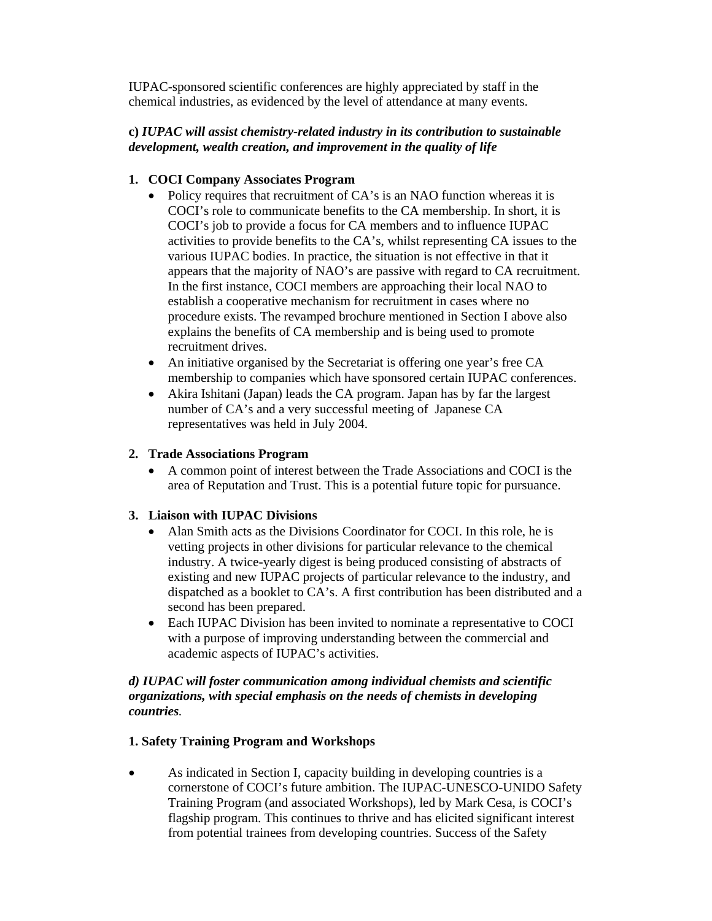IUPAC-sponsored scientific conferences are highly appreciated by staff in the chemical industries, as evidenced by the level of attendance at many events.

**c)** ***IUPAC will assist chemistry-related industry in its contribution to sustainable development, wealth creation, and improvement in the quality of life***

1. **COCI Company Associates Program**
   - Policy requires that recruitment of CA's is an NAO function whereas it is COCI's role to communicate benefits to the CA membership. In short, it is COCI's job to provide a focus for CA members and to influence IUPAC activities to provide benefits to the CA's, whilst representing CA issues to the various IUPAC bodies. In practice, the situation is not effective in that it appears that the majority of NAO's are passive with regard to CA recruitment. In the first instance, COCI members are approaching their local NAO to establish a cooperative mechanism for recruitment in cases where no procedure exists. The revamped brochure mentioned in Section I above also explains the benefits of CA membership and is being used to promote recruitment drives.
   - An initiative organised by the Secretariat is offering one year's free CA membership to companies which have sponsored certain IUPAC conferences.
   - Akira Ishitani (Japan) leads the CA program. Japan has by far the largest number of CA's and a very successful meeting of Japanese CA representatives was held in July 2004.

2. **Trade Associations Program**
   - A common point of interest between the Trade Associations and COCI is the area of Reputation and Trust. This is a potential future topic for pursuance.

3. **Liaison with IUPAC Divisions**
   - Alan Smith acts as the Divisions Coordinator for COCI. In this role, he is vetting projects in other divisions for particular relevance to the chemical industry. A twice-yearly digest is being produced consisting of abstracts of existing and new IUPAC projects of particular relevance to the industry, and dispatched as a booklet to CA's. A first contribution has been distributed and a second has been prepared.
   - Each IUPAC Division has been invited to nominate a representative to COCI with a purpose of improving understanding between the commercial and academic aspects of IUPAC's activities.

***d) IUPAC will foster communication among individual chemists and scientific organizations, with special emphasis on the needs of chemists in developing countries***.

**1. Safety Training Program and Workshops**

- As indicated in Section I, capacity building in developing countries is a cornerstone of COCI's future ambition. The IUPAC-UNESCO-UNIDO Safety Training Program (and associated Workshops), led by Mark Cesa, is COCI's flagship program. This continues to thrive and has elicited significant interest from potential trainees from developing countries. Success of the Safety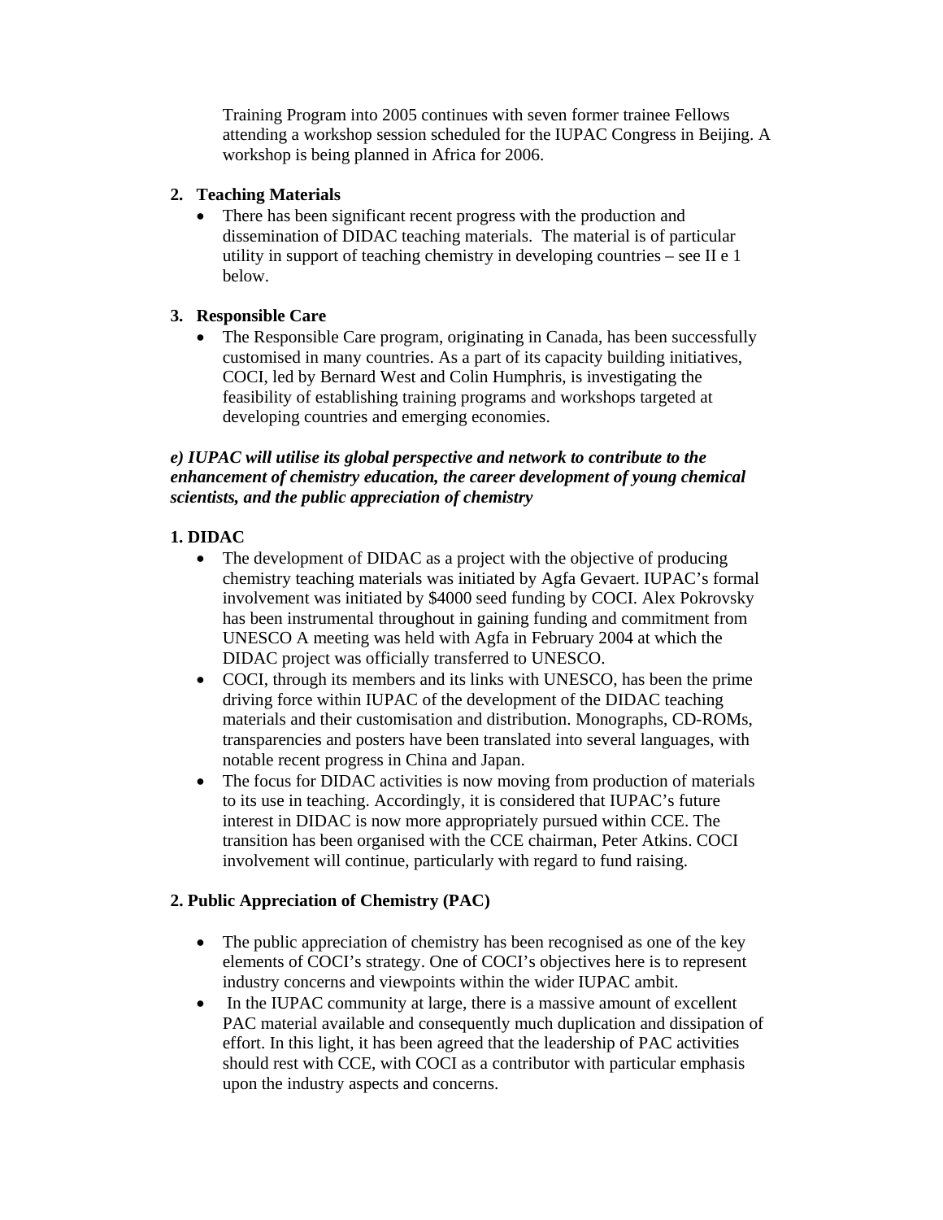Training Program into 2005 continues with seven former trainee Fellows attending a workshop session scheduled for the IUPAC Congress in Beijing. A workshop is being planned in Africa for 2006.

2. **Teaching Materials**
   - There has been significant recent progress with the production and dissemination of DIDAC teaching materials. The material is of particular utility in support of teaching chemistry in developing countries – see II e 1 below.

3. **Responsible Care**
   - The Responsible Care program, originating in Canada, has been successfully customised in many countries. As a part of its capacity building initiatives, COCI, led by Bernard West and Colin Humphris, is investigating the feasibility of establishing training programs and workshops targeted at developing countries and emerging economies.

***e) IUPAC will utilise its global perspective and network to contribute to the enhancement of chemistry education, the career development of young chemical scientists, and the public appreciation of chemistry***

**1. DIDAC**

- The development of DIDAC as a project with the objective of producing chemistry teaching materials was initiated by Agfa Gevaert. IUPAC's formal involvement was initiated by $4000 seed funding by COCI. Alex Pokrovsky has been instrumental throughout in gaining funding and commitment from UNESCO A meeting was held with Agfa in February 2004 at which the DIDAC project was officially transferred to UNESCO.
- COCI, through its members and its links with UNESCO, has been the prime driving force within IUPAC of the development of the DIDAC teaching materials and their customisation and distribution. Monographs, CD-ROMs, transparencies and posters have been translated into several languages, with notable recent progress in China and Japan.
- The focus for DIDAC activities is now moving from production of materials to its use in teaching. Accordingly, it is considered that IUPAC's future interest in DIDAC is now more appropriately pursued within CCE. The transition has been organised with the CCE chairman, Peter Atkins. COCI involvement will continue, particularly with regard to fund raising.

**2. Public Appreciation of Chemistry (PAC)**

- The public appreciation of chemistry has been recognised as one of the key elements of COCI's strategy. One of COCI's objectives here is to represent industry concerns and viewpoints within the wider IUPAC ambit.
- In the IUPAC community at large, there is a massive amount of excellent PAC material available and consequently much duplication and dissipation of effort. In this light, it has been agreed that the leadership of PAC activities should rest with CCE, with COCI as a contributor with particular emphasis upon the industry aspects and concerns.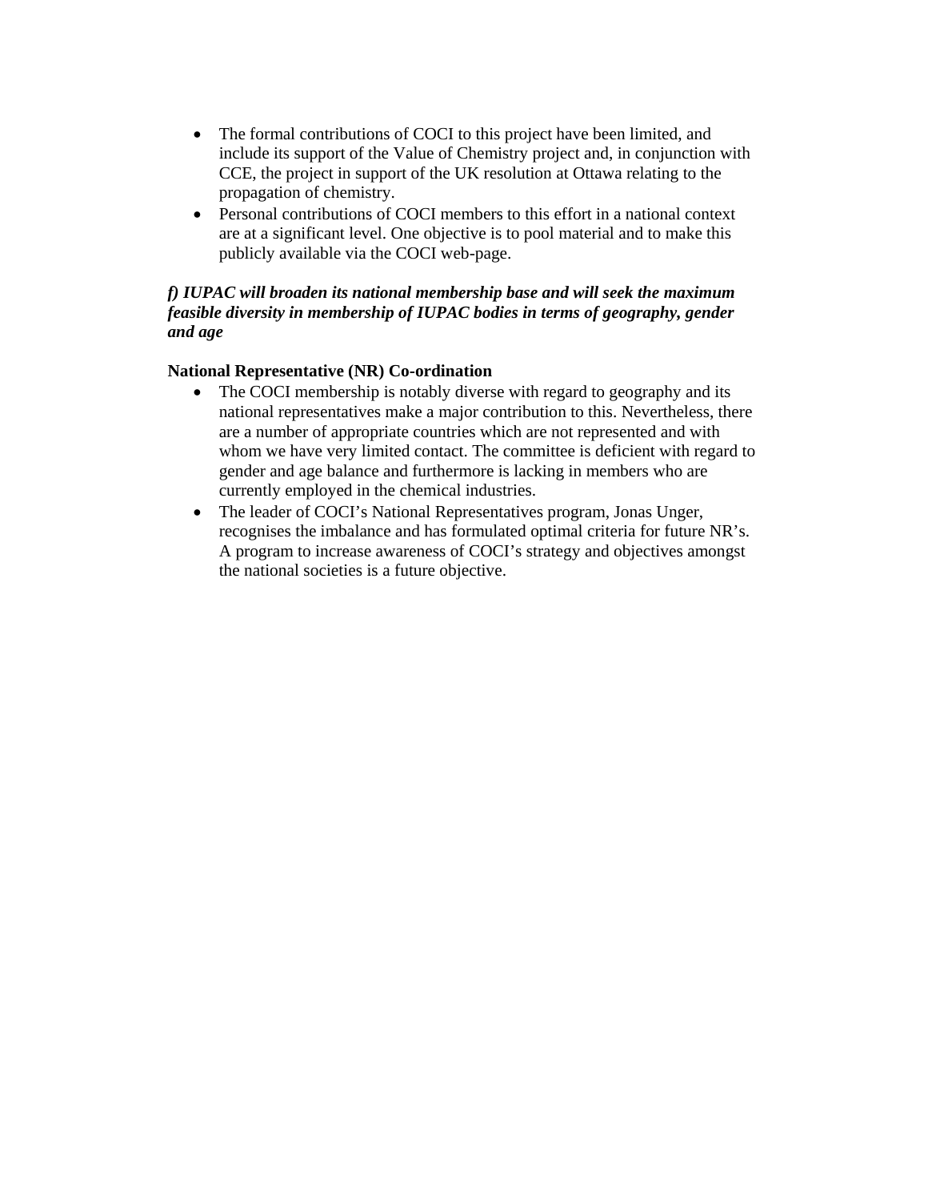- The formal contributions of COCI to this project have been limited, and include its support of the Value of Chemistry project and, in conjunction with CCE, the project in support of the UK resolution at Ottawa relating to the propagation of chemistry.
- Personal contributions of COCI members to this effort in a national context are at a significant level. One objective is to pool material and to make this publicly available via the COCI web-page.

***f) IUPAC will broaden its national membership base and will seek the maximum feasible diversity in membership of IUPAC bodies in terms of geography, gender and age***

**National Representative (NR) Co-ordination**

- The COCI membership is notably diverse with regard to geography and its national representatives make a major contribution to this. Nevertheless, there are a number of appropriate countries which are not represented and with whom we have very limited contact. The committee is deficient with regard to gender and age balance and furthermore is lacking in members who are currently employed in the chemical industries.
- The leader of COCI's National Representatives program, Jonas Unger, recognises the imbalance and has formulated optimal criteria for future NR's. A program to increase awareness of COCI's strategy and objectives amongst the national societies is a future objective.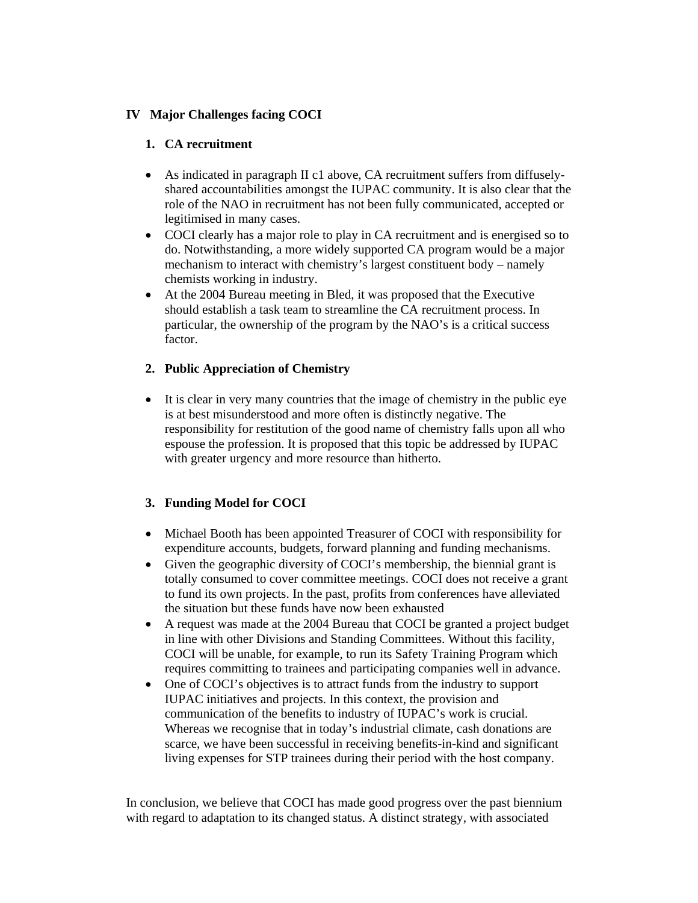## IV Major Challenges facing COCI

### 1. CA recruitment

- As indicated in paragraph II c1 above, CA recruitment suffers from diffusely-shared accountabilities amongst the IUPAC community. It is also clear that the role of the NAO in recruitment has not been fully communicated, accepted or legitimised in many cases.
- COCI clearly has a major role to play in CA recruitment and is energised so to do. Notwithstanding, a more widely supported CA program would be a major mechanism to interact with chemistry's largest constituent body – namely chemists working in industry.
- At the 2004 Bureau meeting in Bled, it was proposed that the Executive should establish a task team to streamline the CA recruitment process. In particular, the ownership of the program by the NAO's is a critical success factor.

### 2. Public Appreciation of Chemistry

- It is clear in very many countries that the image of chemistry in the public eye is at best misunderstood and more often is distinctly negative. The responsibility for restitution of the good name of chemistry falls upon all who espouse the profession. It is proposed that this topic be addressed by IUPAC with greater urgency and more resource than hitherto.

### 3. Funding Model for COCI

- Michael Booth has been appointed Treasurer of COCI with responsibility for expenditure accounts, budgets, forward planning and funding mechanisms.
- Given the geographic diversity of COCI's membership, the biennial grant is totally consumed to cover committee meetings. COCI does not receive a grant to fund its own projects. In the past, profits from conferences have alleviated the situation but these funds have now been exhausted
- A request was made at the 2004 Bureau that COCI be granted a project budget in line with other Divisions and Standing Committees. Without this facility, COCI will be unable, for example, to run its Safety Training Program which requires committing to trainees and participating companies well in advance.
- One of COCI's objectives is to attract funds from the industry to support IUPAC initiatives and projects. In this context, the provision and communication of the benefits to industry of IUPAC's work is crucial. Whereas we recognise that in today's industrial climate, cash donations are scarce, we have been successful in receiving benefits-in-kind and significant living expenses for STP trainees during their period with the host company.

In conclusion, we believe that COCI has made good progress over the past biennium with regard to adaptation to its changed status. A distinct strategy, with associated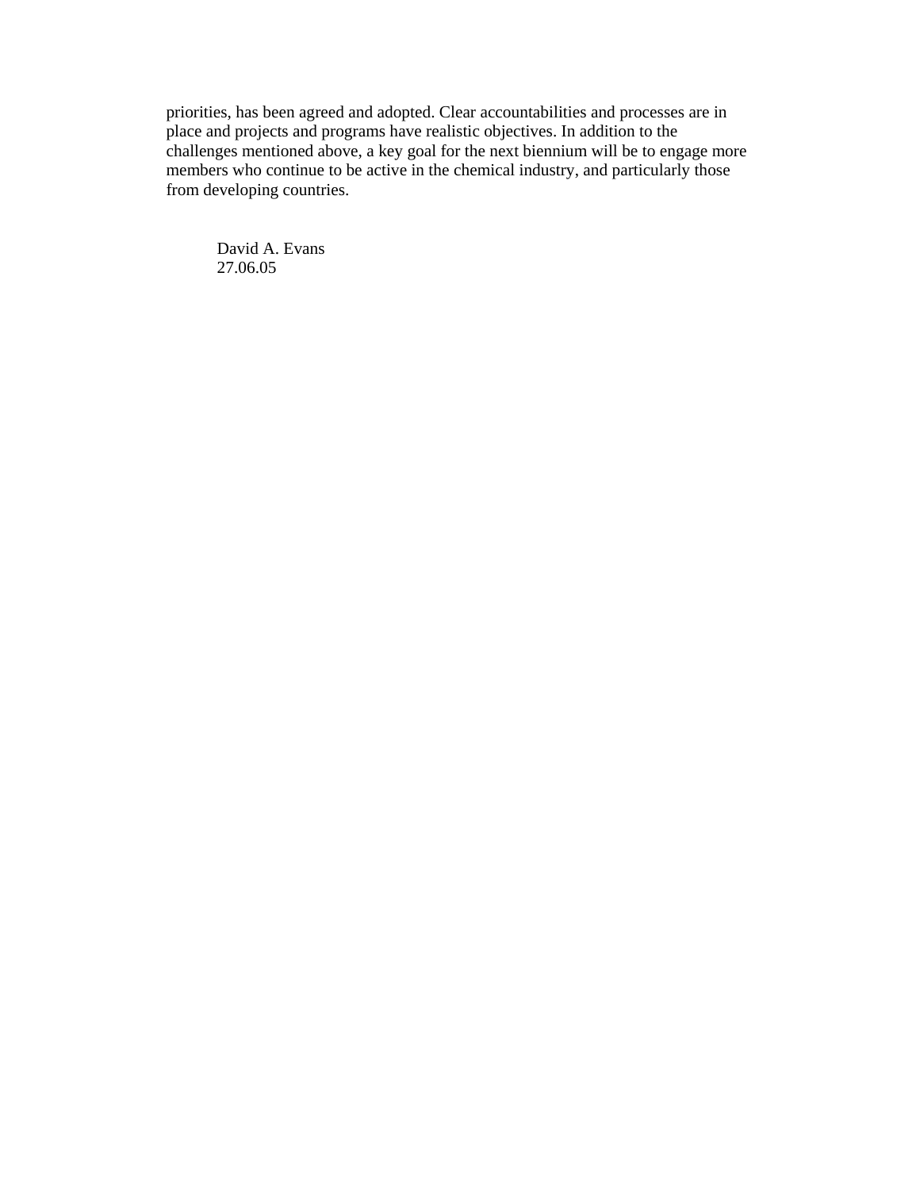priorities, has been agreed and adopted. Clear accountabilities and processes are in place and projects and programs have realistic objectives. In addition to the challenges mentioned above, a key goal for the next biennium will be to engage more members who continue to be active in the chemical industry, and particularly those from developing countries.

David A. Evans
27.06.05